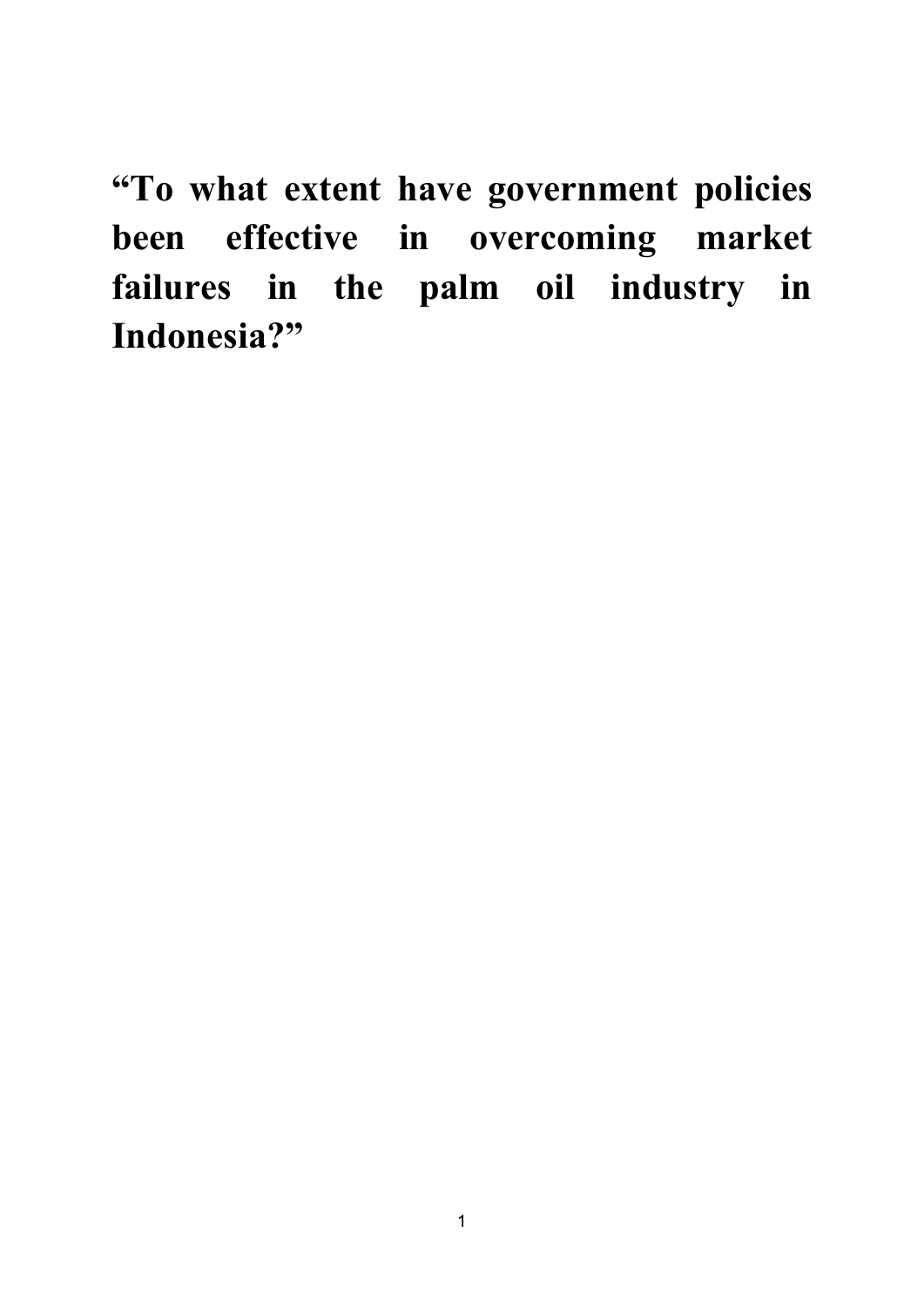# “To what extent have government policies been effective in overcoming market failures in the palm oil industry in Indonesia?”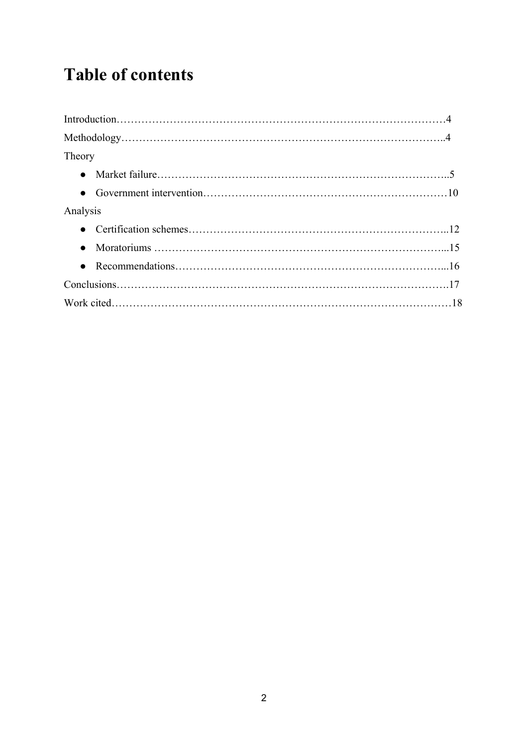# Table of contents

Introduction……………………………………………………………………………………4

Methodology…………………………………………………………………………………..4

Theory

- Market failure………………………………………………………………………..5
- Government intervention……………………………………………………………10

Analysis

- Certification schemes………………………………………………………………..12
- Moratoriums ……………………………………………………………………...15
- Recommendations……………………………………………………………...16

Conclusions…………………………………………………………………………………….17

Work cited………………………………………………………………………………………18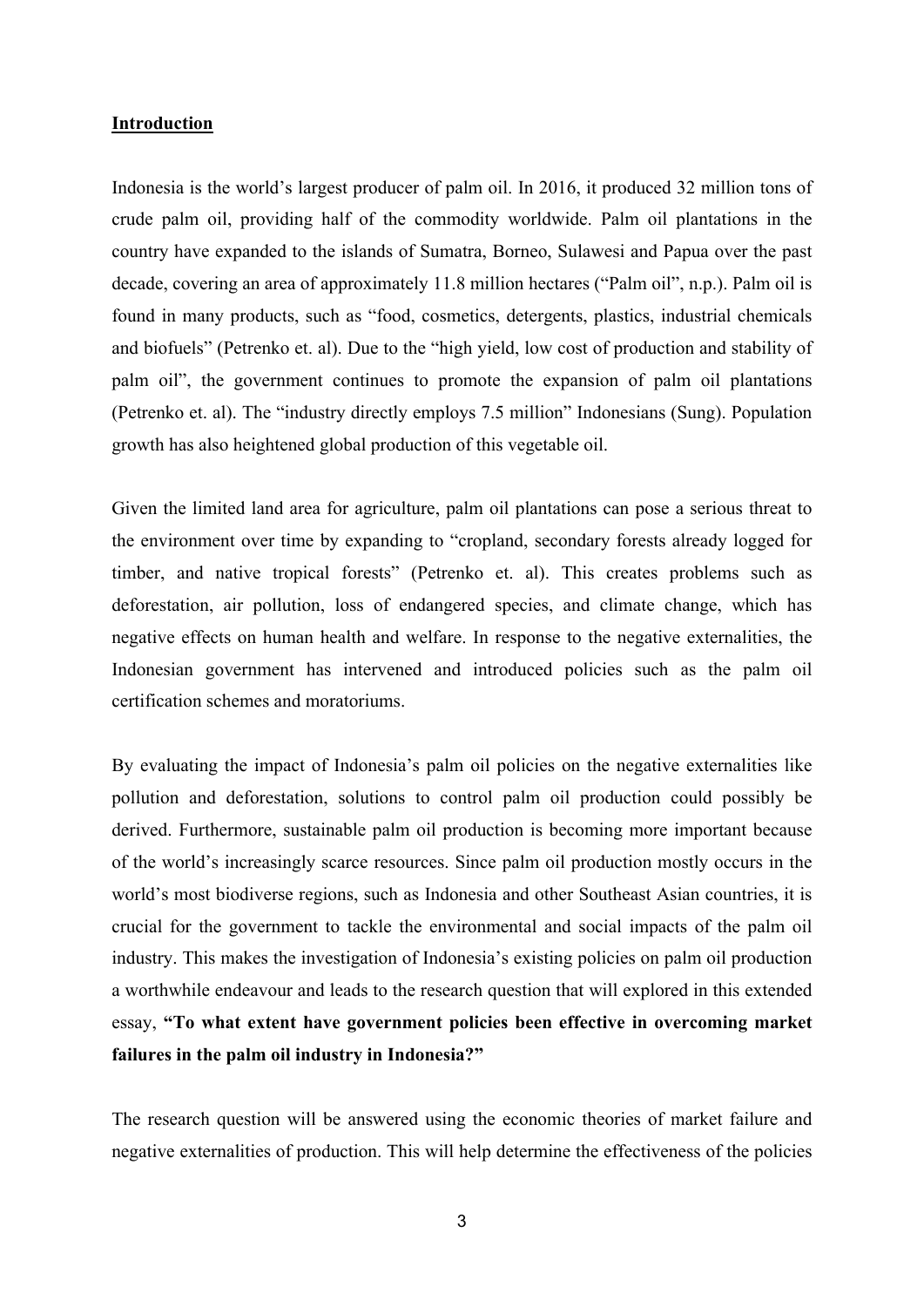## Introduction

Indonesia is the world's largest producer of palm oil. In 2016, it produced 32 million tons of crude palm oil, providing half of the commodity worldwide. Palm oil plantations in the country have expanded to the islands of Sumatra, Borneo, Sulawesi and Papua over the past decade, covering an area of approximately 11.8 million hectares ("Palm oil", n.p.). Palm oil is found in many products, such as "food, cosmetics, detergents, plastics, industrial chemicals and biofuels" (Petrenko et. al). Due to the "high yield, low cost of production and stability of palm oil", the government continues to promote the expansion of palm oil plantations (Petrenko et. al). The "industry directly employs 7.5 million" Indonesians (Sung). Population growth has also heightened global production of this vegetable oil.

Given the limited land area for agriculture, palm oil plantations can pose a serious threat to the environment over time by expanding to "cropland, secondary forests already logged for timber, and native tropical forests" (Petrenko et. al). This creates problems such as deforestation, air pollution, loss of endangered species, and climate change, which has negative effects on human health and welfare. In response to the negative externalities, the Indonesian government has intervened and introduced policies such as the palm oil certification schemes and moratoriums.

By evaluating the impact of Indonesia's palm oil policies on the negative externalities like pollution and deforestation, solutions to control palm oil production could possibly be derived. Furthermore, sustainable palm oil production is becoming more important because of the world's increasingly scarce resources. Since palm oil production mostly occurs in the world's most biodiverse regions, such as Indonesia and other Southeast Asian countries, it is crucial for the government to tackle the environmental and social impacts of the palm oil industry. This makes the investigation of Indonesia's existing policies on palm oil production a worthwhile endeavour and leads to the research question that will explored in this extended essay, **"To what extent have government policies been effective in overcoming market failures in the palm oil industry in Indonesia?"**

The research question will be answered using the economic theories of market failure and negative externalities of production. This will help determine the effectiveness of the policies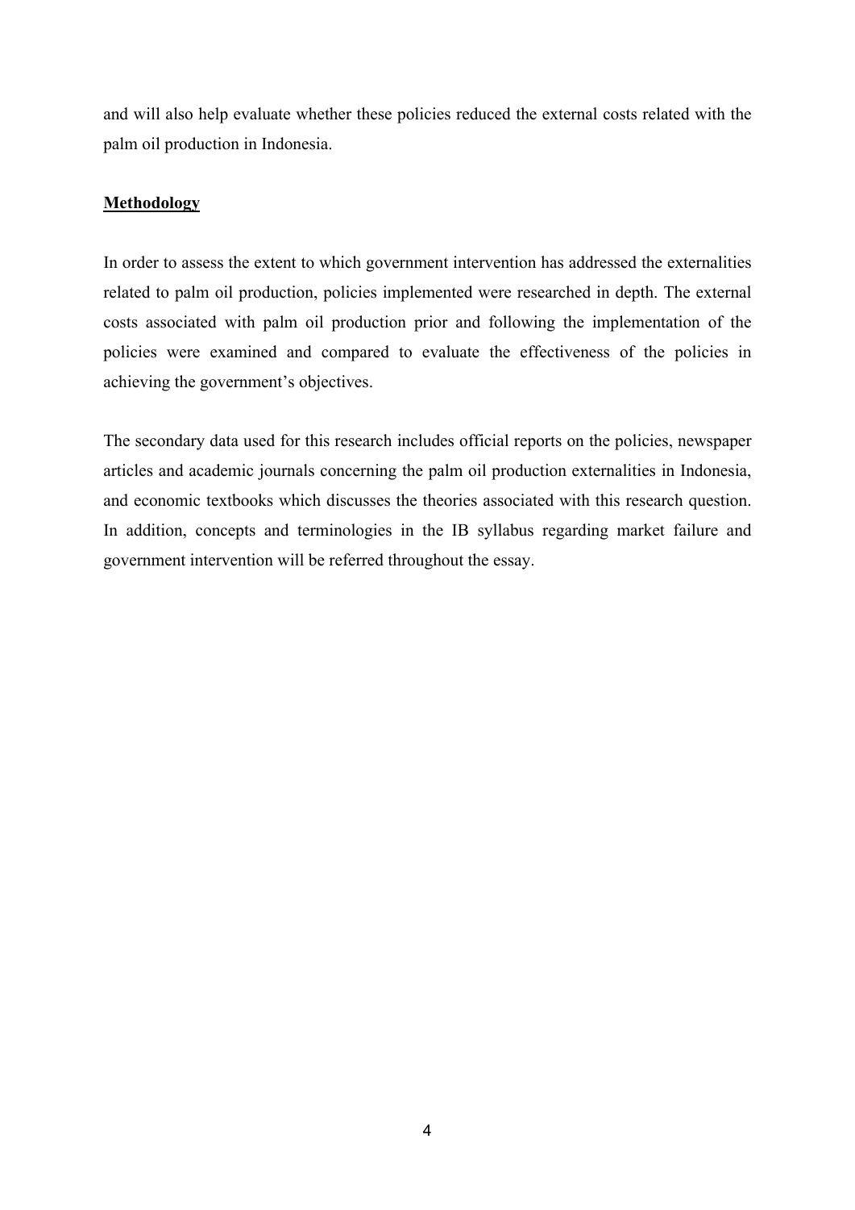and will also help evaluate whether these policies reduced the external costs related with the palm oil production in Indonesia.

## Methodology

In order to assess the extent to which government intervention has addressed the externalities related to palm oil production, policies implemented were researched in depth. The external costs associated with palm oil production prior and following the implementation of the policies were examined and compared to evaluate the effectiveness of the policies in achieving the government's objectives.

The secondary data used for this research includes official reports on the policies, newspaper articles and academic journals concerning the palm oil production externalities in Indonesia, and economic textbooks which discusses the theories associated with this research question. In addition, concepts and terminologies in the IB syllabus regarding market failure and government intervention will be referred throughout the essay.